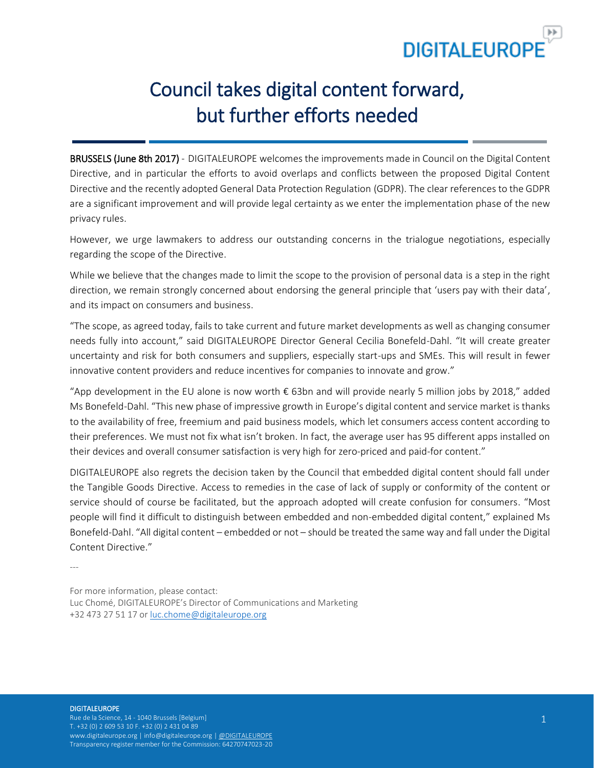# Council takes digital content forward, but further efforts needed

**BRUSSELS (June 8th 2017)** - DIGITALEUROPE welcomes the improvements made in Council on the Digital Content Directive, and in particular the efforts to avoid overlaps and conflicts between the proposed Digital Content Directive and the recently adopted General Data Protection Regulation (GDPR). The clear references to the GDPR are a significant improvement and will provide legal certainty as we enter the implementation phase of the new privacy rules.

However, we urge lawmakers to address our outstanding concerns in the trialogue negotiations, especially regarding the scope of the Directive.

While we believe that the changes made to limit the scope to the provision of personal data is a step in the right direction, we remain strongly concerned about endorsing the general principle that 'users pay with their data', and its impact on consumers and business.

"The scope, as agreed today, fails to take current and future market developments as well as changing consumer needs fully into account," said DIGITALEUROPE Director General Cecilia Bonefeld-Dahl. "It will create greater uncertainty and risk for both consumers and suppliers, especially start-ups and SMEs. This will result in fewer innovative content providers and reduce incentives for companies to innovate and grow."

"App development in the EU alone is now worth € 63bn and will provide nearly 5 million jobs by 2018," added Ms Bonefeld-Dahl. "This new phase of impressive growth in Europe's digital content and service market is thanks to the availability of free, freemium and paid business models, which let consumers access content according to their preferences. We must not fix what isn't broken. In fact, the average user has 95 different apps installed on their devices and overall consumer satisfaction is very high for zero-priced and paid-for content."

DIGITALEUROPE also regrets the decision taken by the Council that embedded digital content should fall under the Tangible Goods Directive. Access to remedies in the case of lack of supply or conformity of the content or service should of course be facilitated, but the approach adopted will create confusion for consumers. "Most people will find it difficult to distinguish between embedded and non-embedded digital content," explained Ms Bonefeld-Dahl. "All digital content – embedded or not – should be treated the same way and fall under the Digital Content Directive."

---

For more information, please contact:
Luc Chomé, DIGITALEUROPE's Director of Communications and Marketing
+32 473 27 51 17 or luc.chome@digitaleurope.org

DIGITALEUROPE
Rue de la Science, 14 - 1040 Brussels [Belgium]
T. +32 (0) 2 609 53 10 F. +32 (0) 2 431 04 89
www.digitaleurope.org | info@digitaleurope.org | @DIGITALEUROPE
Transparency register member for the Commission: 64270747023-20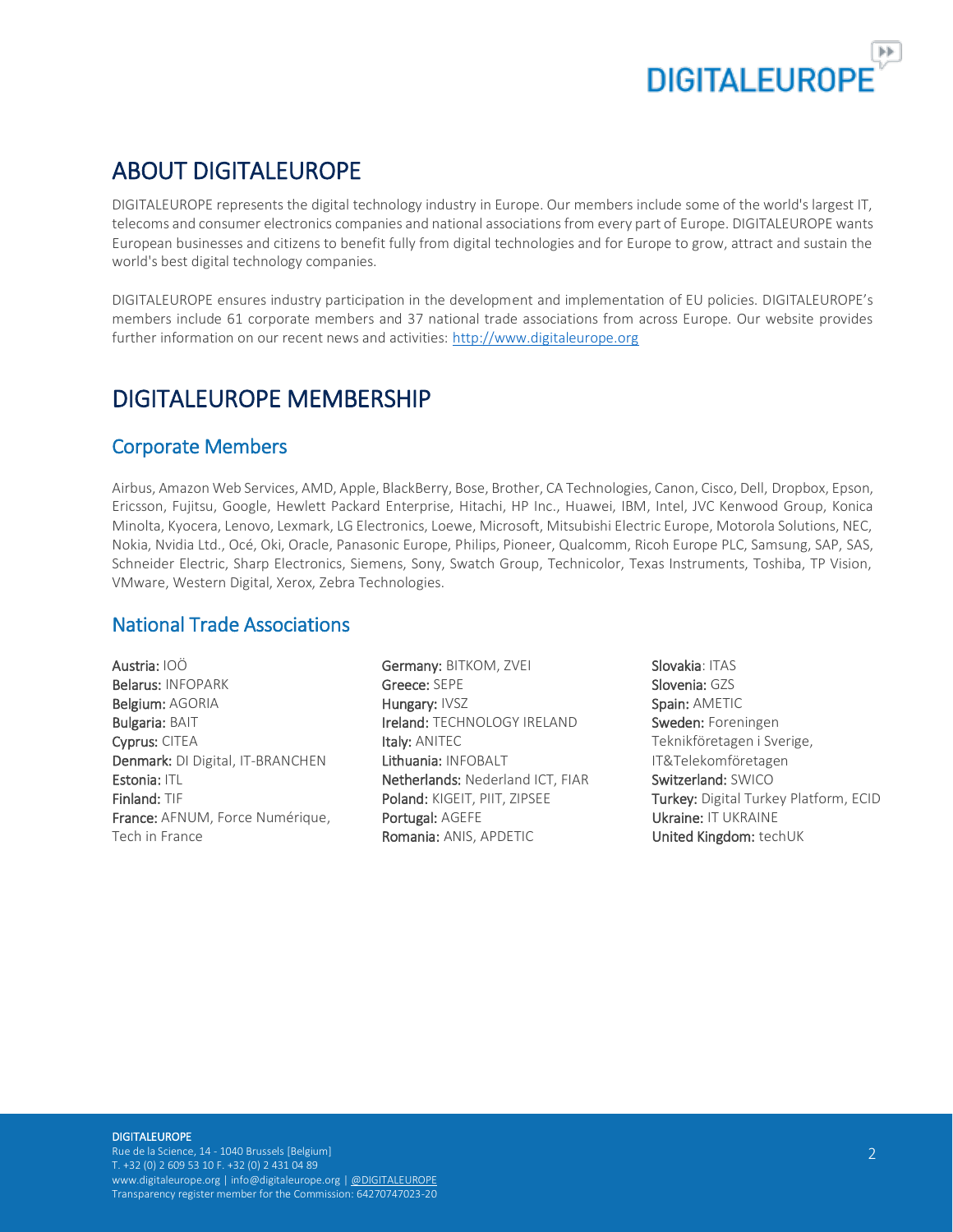## ABOUT DIGITALEUROPE

DIGITALEUROPE represents the digital technology industry in Europe. Our members include some of the world's largest IT, telecoms and consumer electronics companies and national associations from every part of Europe. DIGITALEUROPE wants European businesses and citizens to benefit fully from digital technologies and for Europe to grow, attract and sustain the world's best digital technology companies.

DIGITALEUROPE ensures industry participation in the development and implementation of EU policies. DIGITALEUROPE's members include 61 corporate members and 37 national trade associations from across Europe. Our website provides further information on our recent news and activities: [http://www.digitaleurope.org](http://www.digitaleurope.org)

## DIGITALEUROPE MEMBERSHIP

### Corporate Members

Airbus, Amazon Web Services, AMD, Apple, BlackBerry, Bose, Brother, CA Technologies, Canon, Cisco, Dell, Dropbox, Epson, Ericsson, Fujitsu, Google, Hewlett Packard Enterprise, Hitachi, HP Inc., Huawei, IBM, Intel, JVC Kenwood Group, Konica Minolta, Kyocera, Lenovo, Lexmark, LG Electronics, Loewe, Microsoft, Mitsubishi Electric Europe, Motorola Solutions, NEC, Nokia, Nvidia Ltd., Océ, Oki, Oracle, Panasonic Europe, Philips, Pioneer, Qualcomm, Ricoh Europe PLC, Samsung, SAP, SAS, Schneider Electric, Sharp Electronics, Siemens, Sony, Swatch Group, Technicolor, Texas Instruments, Toshiba, TP Vision, VMware, Western Digital, Xerox, Zebra Technologies.

### National Trade Associations

**Austria:** IOÖ
**Belarus:** INFOPARK
**Belgium:** AGORIA
**Bulgaria:** BAIT
**Cyprus:** CITEA
**Denmark:** DI Digital, IT-BRANCHEN
**Estonia:** ITL
**Finland:** TIF
**France:** AFNUM, Force Numérique, Tech in France
**Germany:** BITKOM, ZVEI
**Greece:** SEPE
**Hungary:** IVSZ
**Ireland:** TECHNOLOGY IRELAND
**Italy:** ANITEC
**Lithuania:** INFOBALT
**Netherlands:** Nederland ICT, FIAR
**Poland:** KIGEIT, PIIT, ZIPSEE
**Portugal:** AGEFE
**Romania:** ANIS, APDETIC
**Slovakia**: ITAS
**Slovenia:** GZS
**Spain:** AMETIC
**Sweden:** Foreningen Teknikföretagen i Sverige, IT&Telekomföretagen
**Switzerland:** SWICO
**Turkey:** Digital Turkey Platform, ECID
**Ukraine:** IT UKRAINE
**United Kingdom:** techUK